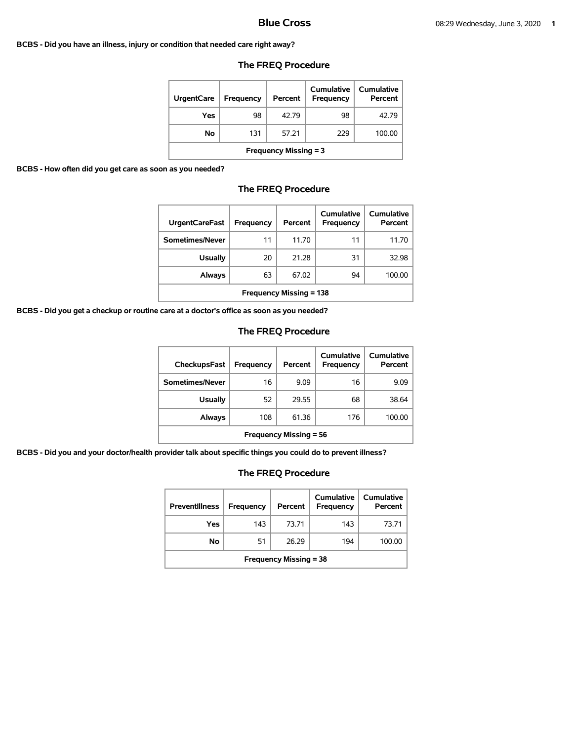# Blue Cross

**BCBS - Did you have an illness, injury or condition that needed care right away?**

## The FREQ Procedure

| UrgentCare | Frequency | Percent | Cumulative Frequency | Cumulative Percent |
|---|---|---|---|---|
| Yes | 98 | 42.79 | 98 | 42.79 |
| No | 131 | 57.21 | 229 | 100.00 |
| Frequency Missing = 3 | | | | |

**BCBS - How often did you get care as soon as you needed?**

## The FREQ Procedure

| UrgentCareFast | Frequency | Percent | Cumulative Frequency | Cumulative Percent |
|---|---|---|---|---|
| Sometimes/Never | 11 | 11.70 | 11 | 11.70 |
| Usually | 20 | 21.28 | 31 | 32.98 |
| Always | 63 | 67.02 | 94 | 100.00 |
| Frequency Missing = 138 | | | | |

**BCBS - Did you get a checkup or routine care at a doctor's office as soon as you needed?**

## The FREQ Procedure

| CheckupsFast | Frequency | Percent | Cumulative Frequency | Cumulative Percent |
|---|---|---|---|---|
| Sometimes/Never | 16 | 9.09 | 16 | 9.09 |
| Usually | 52 | 29.55 | 68 | 38.64 |
| Always | 108 | 61.36 | 176 | 100.00 |
| Frequency Missing = 56 | | | | |

**BCBS - Did you and your doctor/health provider talk about specific things you could do to prevent illness?**

## The FREQ Procedure

| PreventIllness | Frequency | Percent | Cumulative Frequency | Cumulative Percent |
|---|---|---|---|---|
| Yes | 143 | 73.71 | 143 | 73.71 |
| No | 51 | 26.29 | 194 | 100.00 |
| Frequency Missing = 38 | | | | |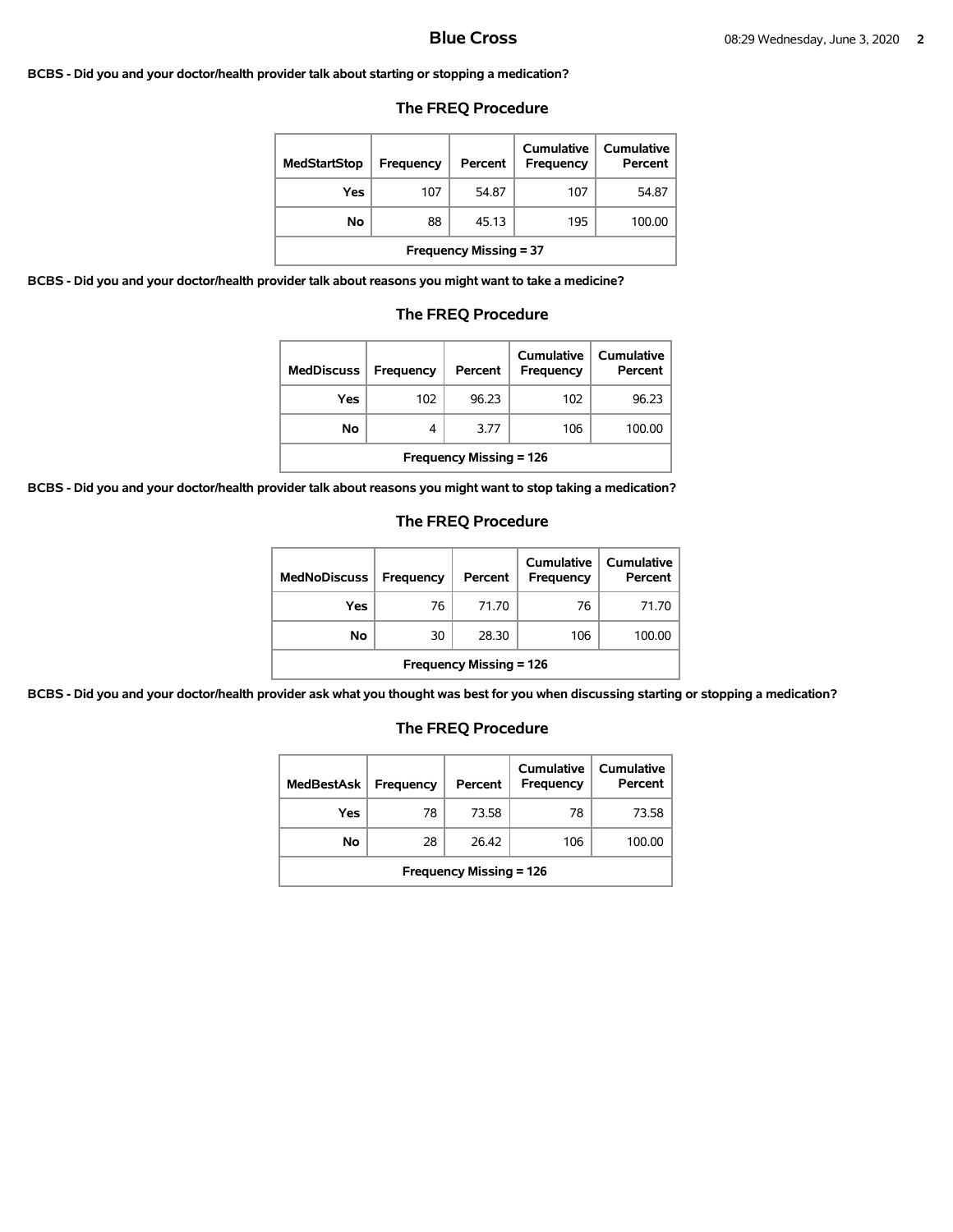**BCBS - Did you and your doctor/health provider talk about starting or stopping a medication?**

## The FREQ Procedure

| MedStartStop | Frequency | Percent | Cumulative Frequency | Cumulative Percent |
|---|---|---|---|---|
| Yes | 107 | 54.87 | 107 | 54.87 |
| No | 88 | 45.13 | 195 | 100.00 |
| Frequency Missing = 37 | | | | |

**BCBS - Did you and your doctor/health provider talk about reasons you might want to take a medicine?**

## The FREQ Procedure

| MedDiscuss | Frequency | Percent | Cumulative Frequency | Cumulative Percent |
|---|---|---|---|---|
| Yes | 102 | 96.23 | 102 | 96.23 |
| No | 4 | 3.77 | 106 | 100.00 |
| Frequency Missing = 126 | | | | |

**BCBS - Did you and your doctor/health provider talk about reasons you might want to stop taking a medication?**

## The FREQ Procedure

| MedNoDiscuss | Frequency | Percent | Cumulative Frequency | Cumulative Percent |
|---|---|---|---|---|
| Yes | 76 | 71.70 | 76 | 71.70 |
| No | 30 | 28.30 | 106 | 100.00 |
| Frequency Missing = 126 | | | | |

**BCBS - Did you and your doctor/health provider ask what you thought was best for you when discussing starting or stopping a medication?**

## The FREQ Procedure

| MedBestAsk | Frequency | Percent | Cumulative Frequency | Cumulative Percent |
|---|---|---|---|---|
| Yes | 78 | 73.58 | 78 | 73.58 |
| No | 28 | 26.42 | 106 | 100.00 |
| Frequency Missing = 126 | | | | |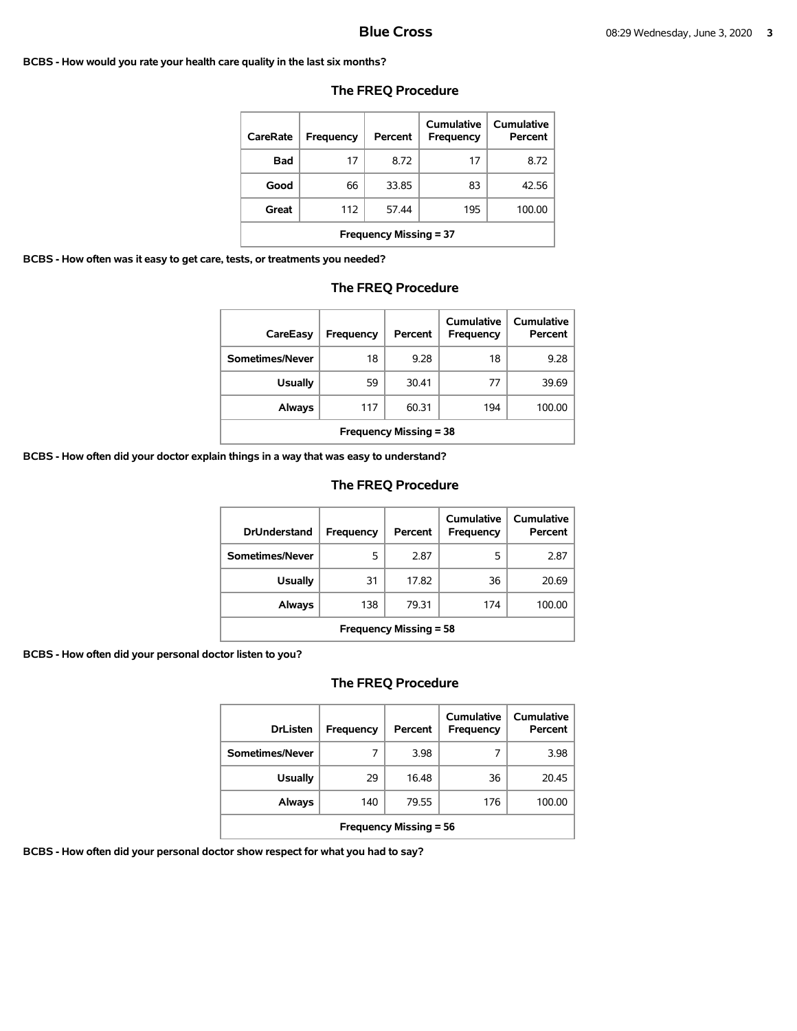**BCBS - How would you rate your health care quality in the last six months?**

## The FREQ Procedure

| CareRate | Frequency | Percent | Cumulative Frequency | Cumulative Percent |
|---|---|---|---|---|
| Bad | 17 | 8.72 | 17 | 8.72 |
| Good | 66 | 33.85 | 83 | 42.56 |
| Great | 112 | 57.44 | 195 | 100.00 |
| Frequency Missing = 37 | | | | |

**BCBS - How often was it easy to get care, tests, or treatments you needed?**

## The FREQ Procedure

| CareEasy | Frequency | Percent | Cumulative Frequency | Cumulative Percent |
|---|---|---|---|---|
| Sometimes/Never | 18 | 9.28 | 18 | 9.28 |
| Usually | 59 | 30.41 | 77 | 39.69 |
| Always | 117 | 60.31 | 194 | 100.00 |
| Frequency Missing = 38 | | | | |

**BCBS - How often did your doctor explain things in a way that was easy to understand?**

## The FREQ Procedure

| DrUnderstand | Frequency | Percent | Cumulative Frequency | Cumulative Percent |
|---|---|---|---|---|
| Sometimes/Never | 5 | 2.87 | 5 | 2.87 |
| Usually | 31 | 17.82 | 36 | 20.69 |
| Always | 138 | 79.31 | 174 | 100.00 |
| Frequency Missing = 58 | | | | |

**BCBS - How often did your personal doctor listen to you?**

## The FREQ Procedure

| DrListen | Frequency | Percent | Cumulative Frequency | Cumulative Percent |
|---|---|---|---|---|
| Sometimes/Never | 7 | 3.98 | 7 | 3.98 |
| Usually | 29 | 16.48 | 36 | 20.45 |
| Always | 140 | 79.55 | 176 | 100.00 |
| Frequency Missing = 56 | | | | |

**BCBS - How often did your personal doctor show respect for what you had to say?**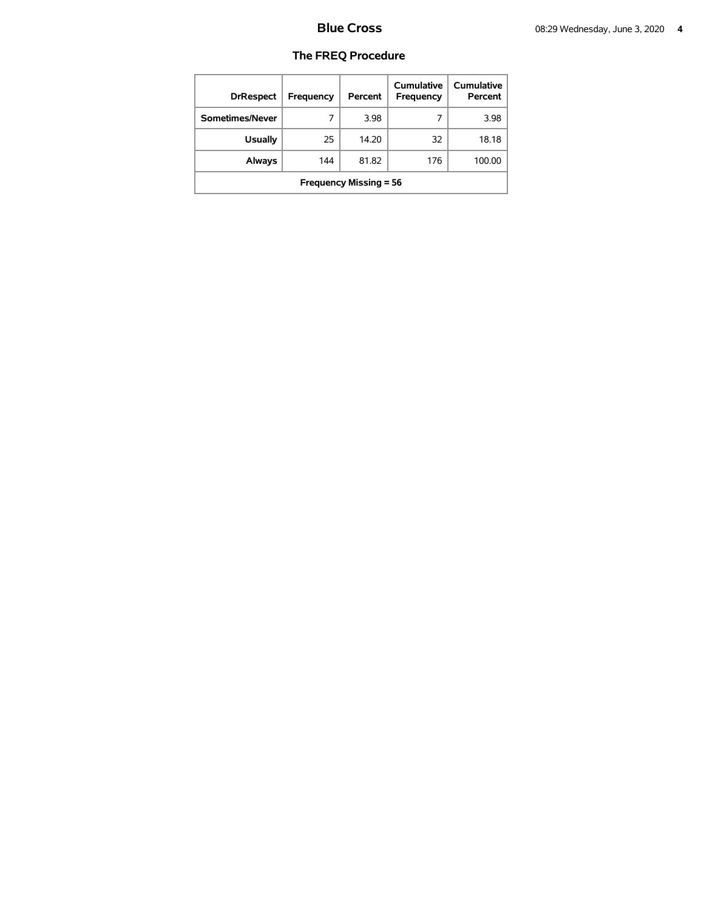# Blue Cross

## The FREQ Procedure

| DrRespect | Frequency | Percent | Cumulative Frequency | Cumulative Percent |
|---|---|---|---|---|
| Sometimes/Never | 7 | 3.98 | 7 | 3.98 |
| Usually | 25 | 14.20 | 32 | 18.18 |
| Always | 144 | 81.82 | 176 | 100.00 |
| Frequency Missing = 56 | | | | |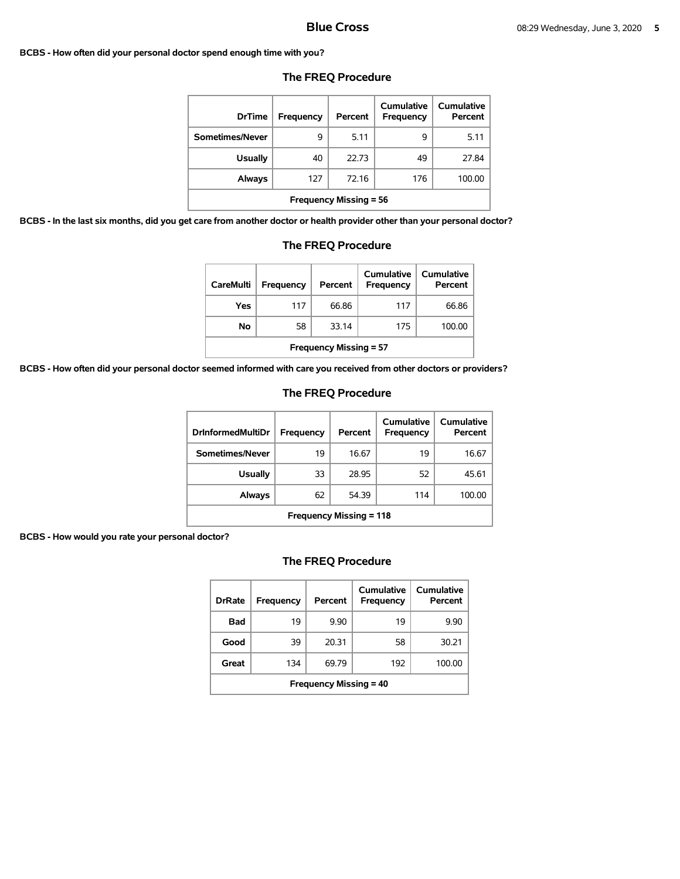**BCBS - How often did your personal doctor spend enough time with you?**

### The FREQ Procedure

| DrTime | Frequency | Percent | Cumulative Frequency | Cumulative Percent |
|---|---|---|---|---|
| Sometimes/Never | 9 | 5.11 | 9 | 5.11 |
| Usually | 40 | 22.73 | 49 | 27.84 |
| Always | 127 | 72.16 | 176 | 100.00 |
| Frequency Missing = 56 | | | | |

**BCBS - In the last six months, did you get care from another doctor or health provider other than your personal doctor?**

### The FREQ Procedure

| CareMulti | Frequency | Percent | Cumulative Frequency | Cumulative Percent |
|---|---|---|---|---|
| Yes | 117 | 66.86 | 117 | 66.86 |
| No | 58 | 33.14 | 175 | 100.00 |
| Frequency Missing = 57 | | | | |

**BCBS - How often did your personal doctor seemed informed with care you received from other doctors or providers?**

### The FREQ Procedure

| DrInformedMultiDr | Frequency | Percent | Cumulative Frequency | Cumulative Percent |
|---|---|---|---|---|
| Sometimes/Never | 19 | 16.67 | 19 | 16.67 |
| Usually | 33 | 28.95 | 52 | 45.61 |
| Always | 62 | 54.39 | 114 | 100.00 |
| Frequency Missing = 118 | | | | |

**BCBS - How would you rate your personal doctor?**

### The FREQ Procedure

| DrRate | Frequency | Percent | Cumulative Frequency | Cumulative Percent |
|---|---|---|---|---|
| Bad | 19 | 9.90 | 19 | 9.90 |
| Good | 39 | 20.31 | 58 | 30.21 |
| Great | 134 | 69.79 | 192 | 100.00 |
| Frequency Missing = 40 | | | | |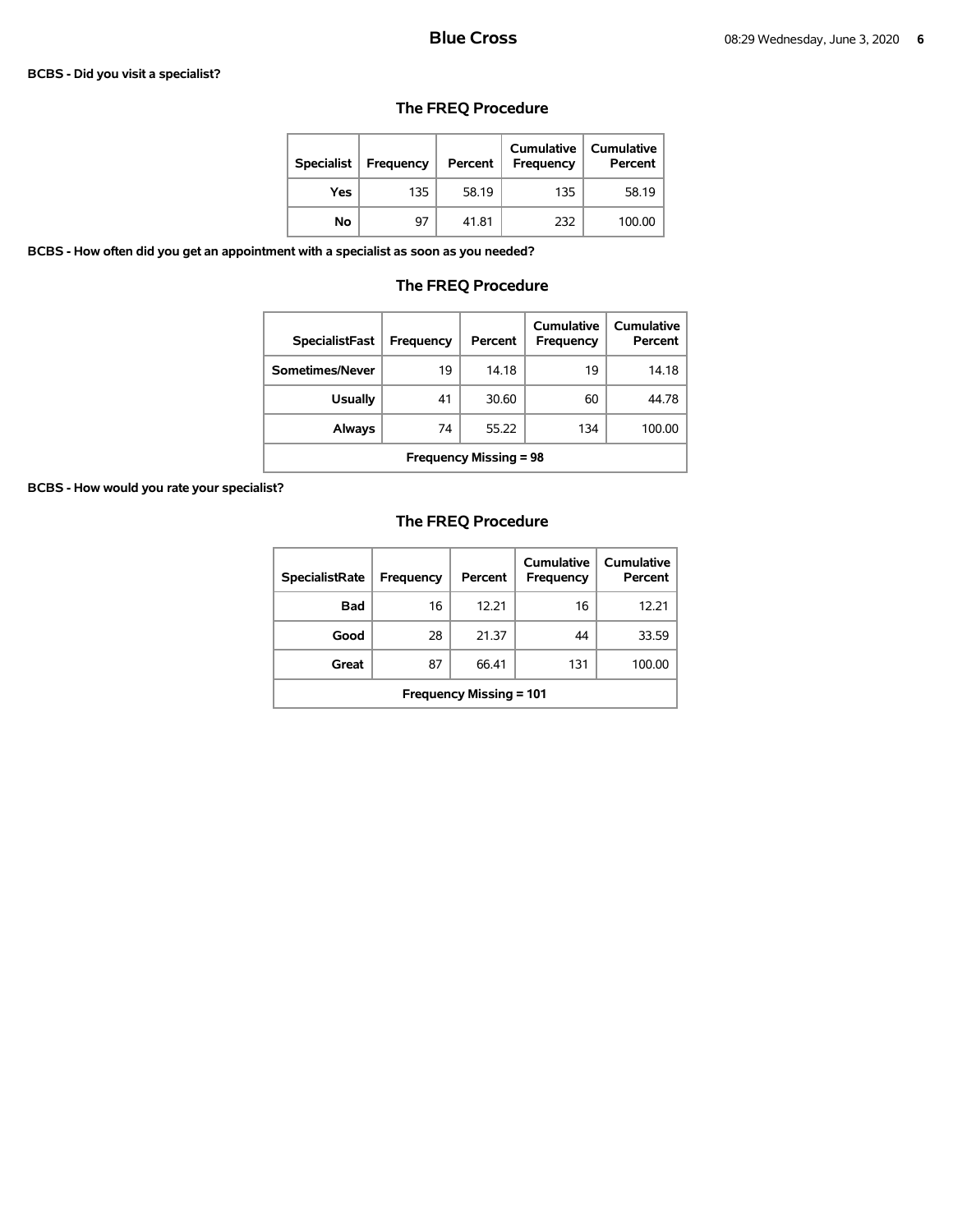**BCBS - Did you visit a specialist?**

## The FREQ Procedure

| Specialist | Frequency | Percent | Cumulative Frequency | Cumulative Percent |
|---|---|---|---|---|
| Yes | 135 | 58.19 | 135 | 58.19 |
| No | 97 | 41.81 | 232 | 100.00 |

**BCBS - How often did you get an appointment with a specialist as soon as you needed?**

## The FREQ Procedure

| SpecialistFast | Frequency | Percent | Cumulative Frequency | Cumulative Percent |
|---|---|---|---|---|
| Sometimes/Never | 19 | 14.18 | 19 | 14.18 |
| Usually | 41 | 30.60 | 60 | 44.78 |
| Always | 74 | 55.22 | 134 | 100.00 |
| Frequency Missing = 98 | | | | |

**BCBS - How would you rate your specialist?**

## The FREQ Procedure

| SpecialistRate | Frequency | Percent | Cumulative Frequency | Cumulative Percent |
|---|---|---|---|---|
| Bad | 16 | 12.21 | 16 | 12.21 |
| Good | 28 | 21.37 | 44 | 33.59 |
| Great | 87 | 66.41 | 131 | 100.00 |
| Frequency Missing = 101 | | | | |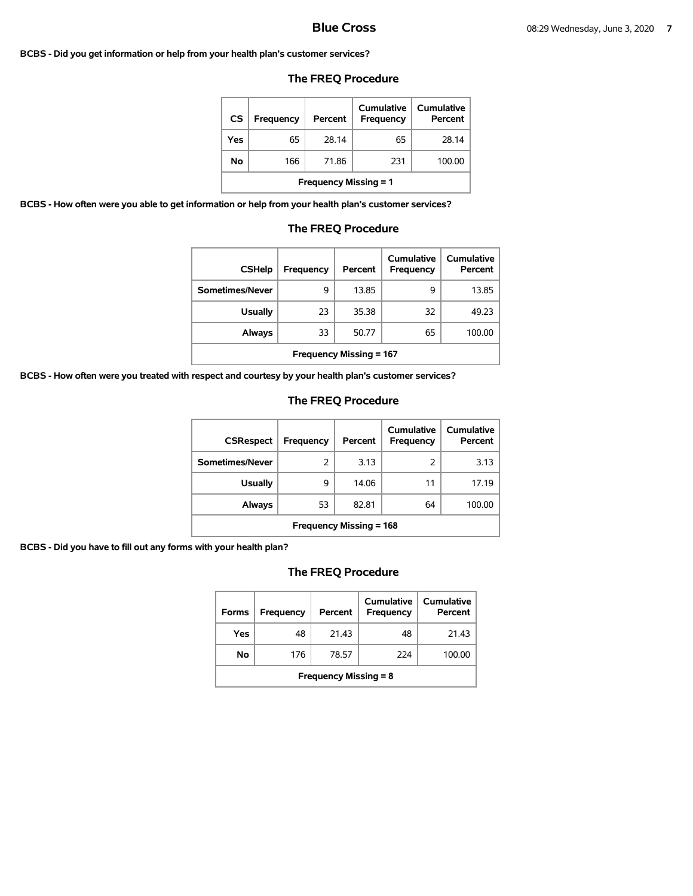**BCBS - Did you get information or help from your health plan's customer services?**

## The FREQ Procedure

| CS | Frequency | Percent | Cumulative Frequency | Cumulative Percent |
|---|---|---|---|---|
| Yes | 65 | 28.14 | 65 | 28.14 |
| No | 166 | 71.86 | 231 | 100.00 |
| Frequency Missing = 1 | | | | |

**BCBS - How often were you able to get information or help from your health plan's customer services?**

## The FREQ Procedure

| CSHelp | Frequency | Percent | Cumulative Frequency | Cumulative Percent |
|---|---|---|---|---|
| Sometimes/Never | 9 | 13.85 | 9 | 13.85 |
| Usually | 23 | 35.38 | 32 | 49.23 |
| Always | 33 | 50.77 | 65 | 100.00 |
| Frequency Missing = 167 | | | | |

**BCBS - How often were you treated with respect and courtesy by your health plan's customer services?**

## The FREQ Procedure

| CSRespect | Frequency | Percent | Cumulative Frequency | Cumulative Percent |
|---|---|---|---|---|
| Sometimes/Never | 2 | 3.13 | 2 | 3.13 |
| Usually | 9 | 14.06 | 11 | 17.19 |
| Always | 53 | 82.81 | 64 | 100.00 |
| Frequency Missing = 168 | | | | |

**BCBS - Did you have to fill out any forms with your health plan?**

## The FREQ Procedure

| Forms | Frequency | Percent | Cumulative Frequency | Cumulative Percent |
|---|---|---|---|---|
| Yes | 48 | 21.43 | 48 | 21.43 |
| No | 176 | 78.57 | 224 | 100.00 |
| Frequency Missing = 8 | | | | |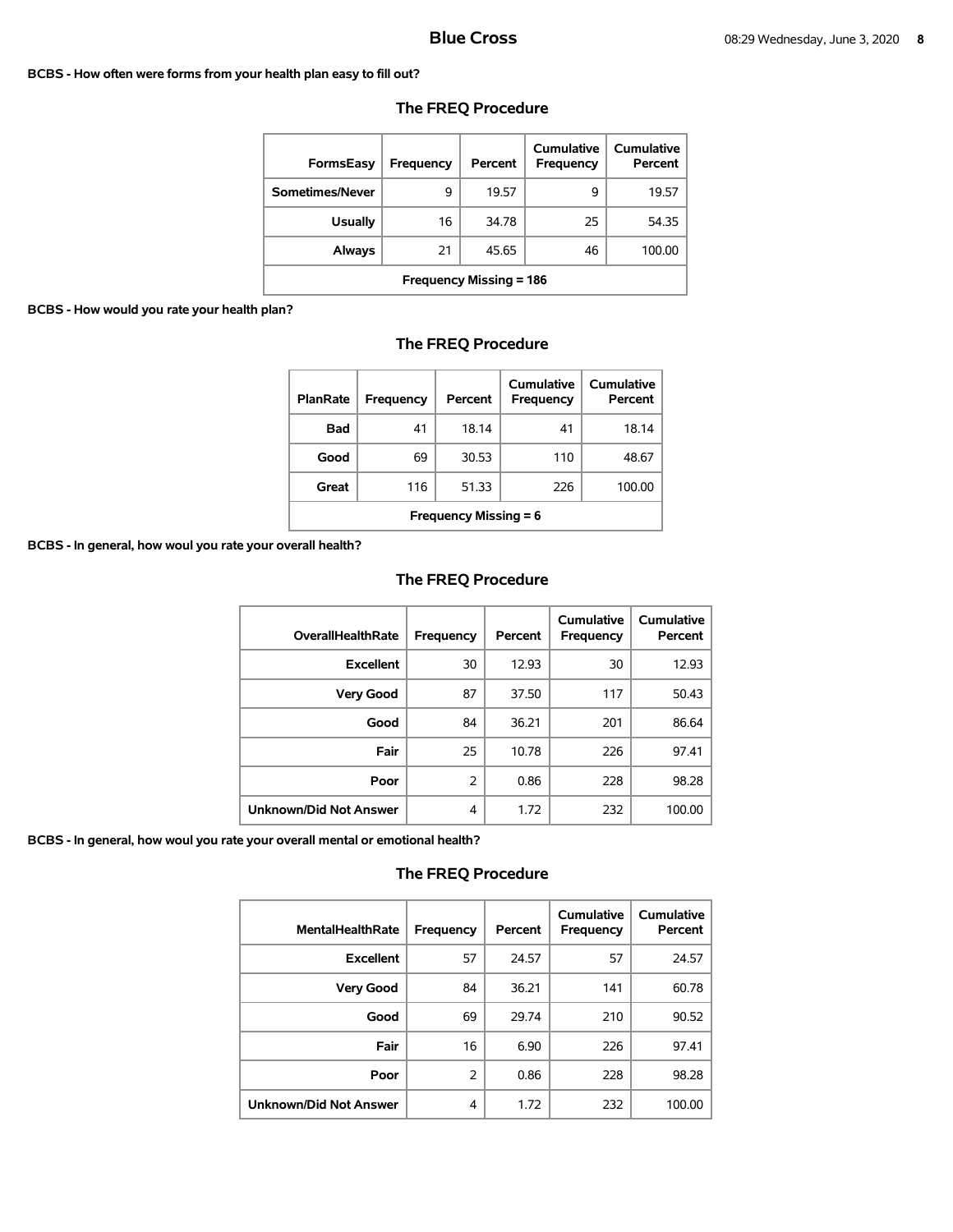**BCBS - How often were forms from your health plan easy to fill out?**

## The FREQ Procedure

| FormsEasy | Frequency | Percent | Cumulative Frequency | Cumulative Percent |
|---|---|---|---|---|
| Sometimes/Never | 9 | 19.57 | 9 | 19.57 |
| Usually | 16 | 34.78 | 25 | 54.35 |
| Always | 21 | 45.65 | 46 | 100.00 |
| Frequency Missing = 186 | | | | |

**BCBS - How would you rate your health plan?**

## The FREQ Procedure

| PlanRate | Frequency | Percent | Cumulative Frequency | Cumulative Percent |
|---|---|---|---|---|
| Bad | 41 | 18.14 | 41 | 18.14 |
| Good | 69 | 30.53 | 110 | 48.67 |
| Great | 116 | 51.33 | 226 | 100.00 |
| Frequency Missing = 6 | | | | |

**BCBS - In general, howoul you rate your overall health?**

## The FREQ Procedure

| OverallHealthRate | Frequency | Percent | Cumulative Frequency | Cumulative Percent |
|---|---|---|---|---|
| Excellent | 30 | 12.93 | 30 | 12.93 |
| Very Good | 87 | 37.50 | 117 | 50.43 |
| Good | 84 | 36.21 | 201 | 86.64 |
| Fair | 25 | 10.78 | 226 | 97.41 |
| Poor | 2 | 0.86 | 228 | 98.28 |
| Unknown/Did Not Answer | 4 | 1.72 | 232 | 100.00 |

**BCBS - In general, howoul you rate your overall mental or emotional health?**

## The FREQ Procedure

| MentalHealthRate | Frequency | Percent | Cumulative Frequency | Cumulative Percent |
|---|---|---|---|---|
| Excellent | 57 | 24.57 | 57 | 24.57 |
| Very Good | 84 | 36.21 | 141 | 60.78 |
| Good | 69 | 29.74 | 210 | 90.52 |
| Fair | 16 | 6.90 | 226 | 97.41 |
| Poor | 2 | 0.86 | 228 | 98.28 |
| Unknown/Did Not Answer | 4 | 1.72 | 232 | 100.00 |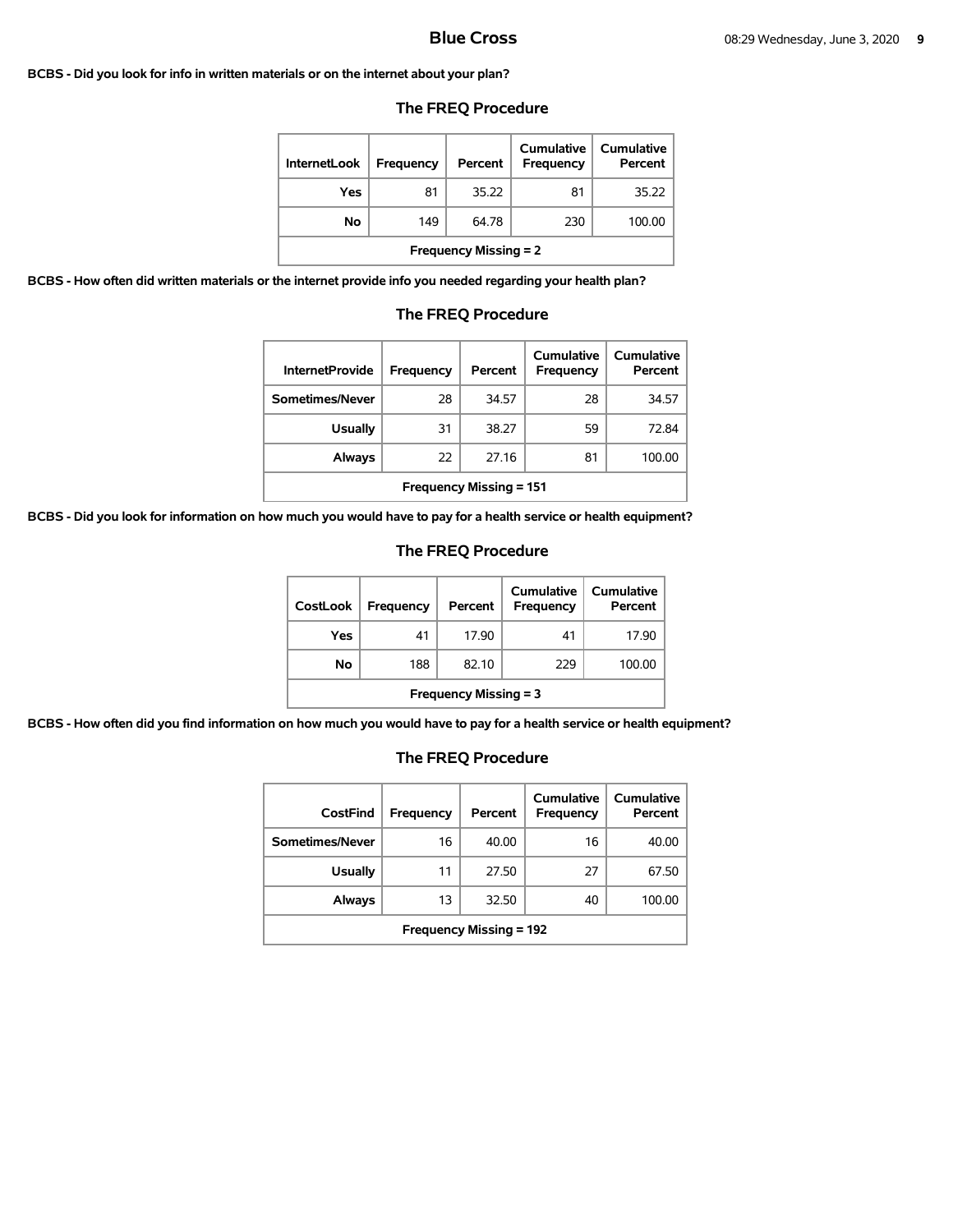**BCBS - Did you look for info in written materials or on the internet about your plan?**

## The FREQ Procedure

| InternetLook | Frequency | Percent | Cumulative Frequency | Cumulative Percent |
|---|---|---|---|---|
| Yes | 81 | 35.22 | 81 | 35.22 |
| No | 149 | 64.78 | 230 | 100.00 |
| Frequency Missing = 2 | | | | |

**BCBS - How often did written materials or the internet provide info you needed regarding your health plan?**

## The FREQ Procedure

| InternetProvide | Frequency | Percent | Cumulative Frequency | Cumulative Percent |
|---|---|---|---|---|
| Sometimes/Never | 28 | 34.57 | 28 | 34.57 |
| Usually | 31 | 38.27 | 59 | 72.84 |
| Always | 22 | 27.16 | 81 | 100.00 |
| Frequency Missing = 151 | | | | |

**BCBS - Did you look for information on how much you would have to pay for a health service or health equipment?**

## The FREQ Procedure

| CostLook | Frequency | Percent | Cumulative Frequency | Cumulative Percent |
|---|---|---|---|---|
| Yes | 41 | 17.90 | 41 | 17.90 |
| No | 188 | 82.10 | 229 | 100.00 |
| Frequency Missing = 3 | | | | |

**BCBS - How often did you find information on how much you would have to pay for a health service or health equipment?**

## The FREQ Procedure

| CostFind | Frequency | Percent | Cumulative Frequency | Cumulative Percent |
|---|---|---|---|---|
| Sometimes/Never | 16 | 40.00 | 16 | 40.00 |
| Usually | 11 | 27.50 | 27 | 67.50 |
| Always | 13 | 32.50 | 40 | 100.00 |
| Frequency Missing = 192 | | | | |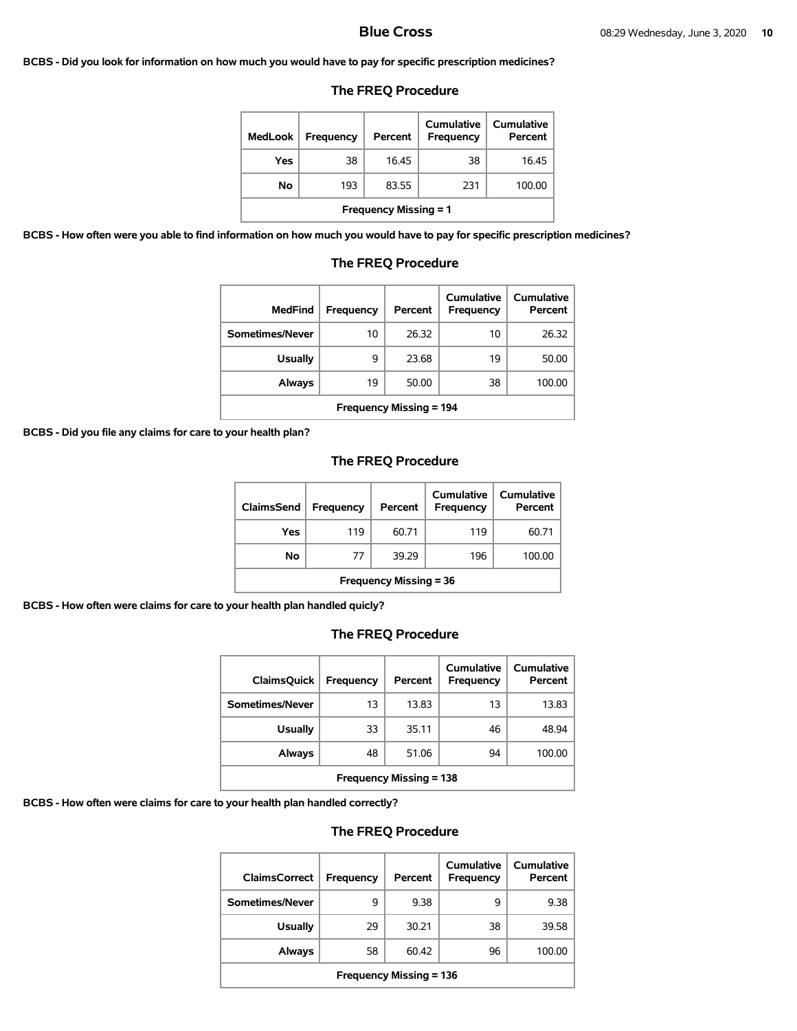**BCBS - Did you look for information on how much you would have to pay for specific prescription medicines?**

## The FREQ Procedure

| MedLook | Frequency | Percent | Cumulative Frequency | Cumulative Percent |
|---|---|---|---|---|
| Yes | 38 | 16.45 | 38 | 16.45 |
| No | 193 | 83.55 | 231 | 100.00 |
| Frequency Missing = 1 | | | | |

**BCBS - How often were you able to find information on how much you would have to pay for specific prescription medicines?**

## The FREQ Procedure

| MedFind | Frequency | Percent | Cumulative Frequency | Cumulative Percent |
|---|---|---|---|---|
| Sometimes/Never | 10 | 26.32 | 10 | 26.32 |
| Usually | 9 | 23.68 | 19 | 50.00 |
| Always | 19 | 50.00 | 38 | 100.00 |
| Frequency Missing = 194 | | | | |

**BCBS - Did you file any claims for care to your health plan?**

## The FREQ Procedure

| ClaimsSend | Frequency | Percent | Cumulative Frequency | Cumulative Percent |
|---|---|---|---|---|
| Yes | 119 | 60.71 | 119 | 60.71 |
| No | 77 | 39.29 | 196 | 100.00 |
| Frequency Missing = 36 | | | | |

**BCBS - How often were claims for care to your health plan handled quicly?**

## The FREQ Procedure

| ClaimsQuick | Frequency | Percent | Cumulative Frequency | Cumulative Percent |
|---|---|---|---|---|
| Sometimes/Never | 13 | 13.83 | 13 | 13.83 |
| Usually | 33 | 35.11 | 46 | 48.94 |
| Always | 48 | 51.06 | 94 | 100.00 |
| Frequency Missing = 138 | | | | |

**BCBS - How often were claims for care to your health plan handled correctly?**

## The FREQ Procedure

| ClaimsCorrect | Frequency | Percent | Cumulative Frequency | Cumulative Percent |
|---|---|---|---|---|
| Sometimes/Never | 9 | 9.38 | 9 | 9.38 |
| Usually | 29 | 30.21 | 38 | 39.58 |
| Always | 58 | 60.42 | 96 | 100.00 |
| Frequency Missing = 136 | | | | |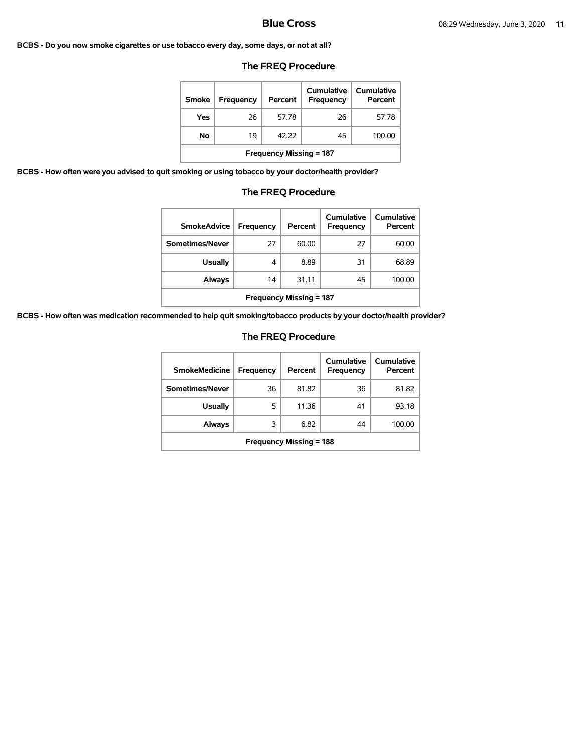**BCBS - Do you now smoke cigarettes or use tobacco every day, some days, or not at all?**

### The FREQ Procedure

| Smoke | Frequency | Percent | Cumulative Frequency | Cumulative Percent |
|---|---|---|---|---|
| Yes | 26 | 57.78 | 26 | 57.78 |
| No | 19 | 42.22 | 45 | 100.00 |
| Frequency Missing = 187 | | | | |

**BCBS - How often were you advised to quit smoking or using tobacco by your doctor/health provider?**

### The FREQ Procedure

| SmokeAdvice | Frequency | Percent | Cumulative Frequency | Cumulative Percent |
|---|---|---|---|---|
| Sometimes/Never | 27 | 60.00 | 27 | 60.00 |
| Usually | 4 | 8.89 | 31 | 68.89 |
| Always | 14 | 31.11 | 45 | 100.00 |
| Frequency Missing = 187 | | | | |

**BCBS - How often was medication recommended to help quit smoking/tobacco products by your doctor/health provider?**

### The FREQ Procedure

| SmokeMedicine | Frequency | Percent | Cumulative Frequency | Cumulative Percent |
|---|---|---|---|---|
| Sometimes/Never | 36 | 81.82 | 36 | 81.82 |
| Usually | 5 | 11.36 | 41 | 93.18 |
| Always | 3 | 6.82 | 44 | 100.00 |
| Frequency Missing = 188 | | | | |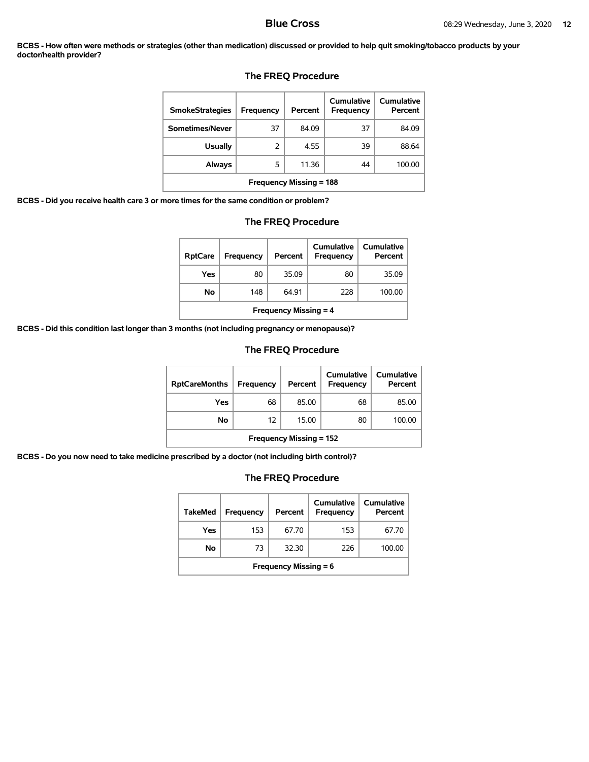**BCBS - How often were methods or strategies (other than medication) discussed or provided to help quit smoking/tobacco products by your doctor/health provider?**

### The FREQ Procedure

| SmokeStrategies | Frequency | Percent | Cumulative Frequency | Cumulative Percent |
|---|---|---|---|---|
| Sometimes/Never | 37 | 84.09 | 37 | 84.09 |
| Usually | 2 | 4.55 | 39 | 88.64 |
| Always | 5 | 11.36 | 44 | 100.00 |
| Frequency Missing = 188 | | | | |

**BCBS - Did you receive health care 3 or more times for the same condition or problem?**

### The FREQ Procedure

| RptCare | Frequency | Percent | Cumulative Frequency | Cumulative Percent |
|---|---|---|---|---|
| Yes | 80 | 35.09 | 80 | 35.09 |
| No | 148 | 64.91 | 228 | 100.00 |
| Frequency Missing = 4 | | | | |

**BCBS - Did this condition last longer than 3 months (not including pregnancy or menopause)?**

### The FREQ Procedure

| RptCareMonths | Frequency | Percent | Cumulative Frequency | Cumulative Percent |
|---|---|---|---|---|
| Yes | 68 | 85.00 | 68 | 85.00 |
| No | 12 | 15.00 | 80 | 100.00 |
| Frequency Missing = 152 | | | | |

**BCBS - Do you now need to take medicine prescribed by a doctor (not including birth control)?**

### The FREQ Procedure

| TakeMed | Frequency | Percent | Cumulative Frequency | Cumulative Percent |
|---|---|---|---|---|
| Yes | 153 | 67.70 | 153 | 67.70 |
| No | 73 | 32.30 | 226 | 100.00 |
| Frequency Missing = 6 | | | | |